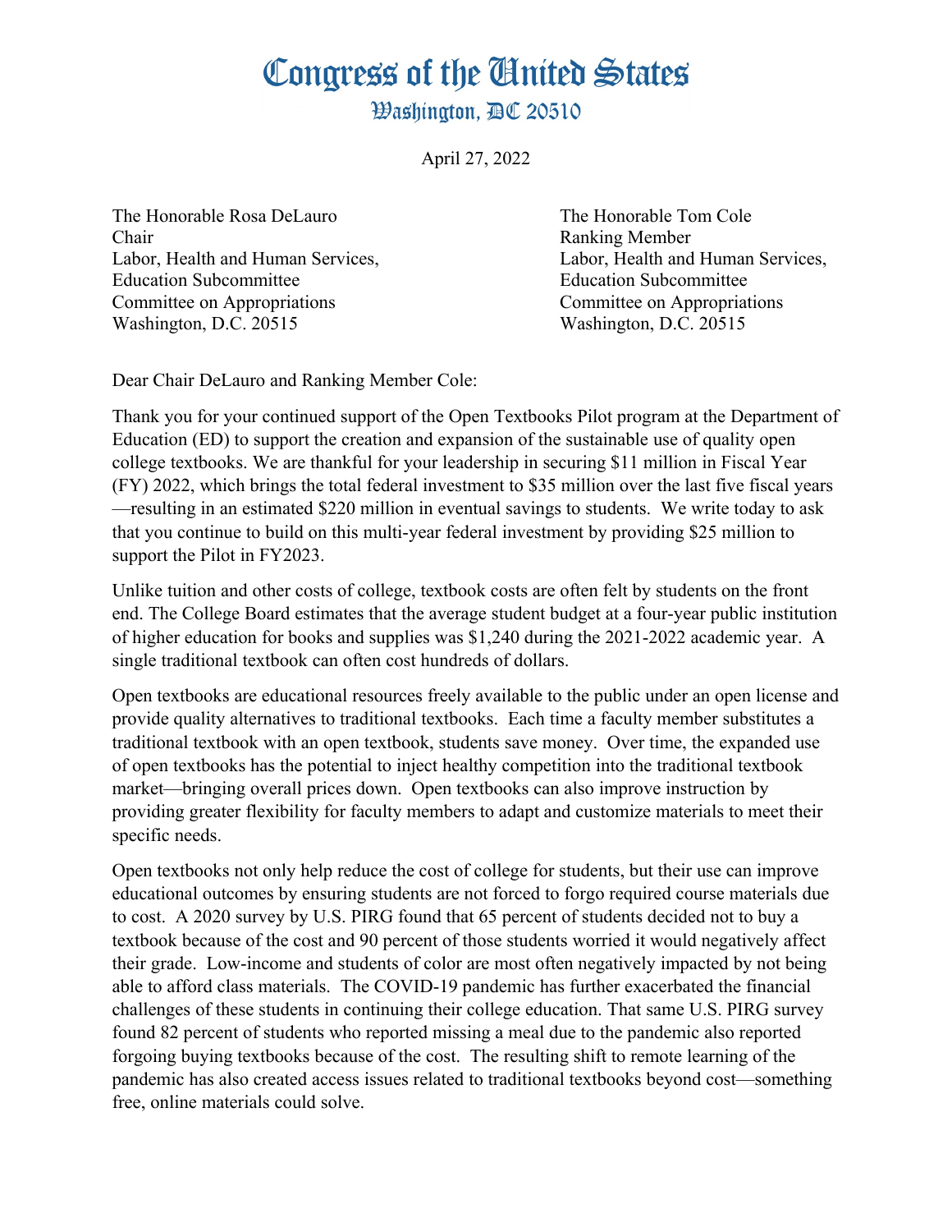# Congress of the United States

## Washington, DC 20510

April 27, 2022

The Honorable Rosa DeLauro
Chair
Labor, Health and Human Services,
Education Subcommittee
Committee on Appropriations
Washington, D.C. 20515

The Honorable Tom Cole
Ranking Member
Labor, Health and Human Services,
Education Subcommittee
Committee on Appropriations
Washington, D.C. 20515

Dear Chair DeLauro and Ranking Member Cole:

Thank you for your continued support of the Open Textbooks Pilot program at the Department of Education (ED) to support the creation and expansion of the sustainable use of quality open college textbooks. We are thankful for your leadership in securing $11 million in Fiscal Year (FY) 2022, which brings the total federal investment to $35 million over the last five fiscal years—resulting in an estimated $220 million in eventual savings to students. We write today to ask that you continue to build on this multi-year federal investment by providing $25 million to support the Pilot in FY2023.

Unlike tuition and other costs of college, textbook costs are often felt by students on the front end. The College Board estimates that the average student budget at a four-year public institution of higher education for books and supplies was $1,240 during the 2021-2022 academic year. A single traditional textbook can often cost hundreds of dollars.

Open textbooks are educational resources freely available to the public under an open license and provide quality alternatives to traditional textbooks. Each time a faculty member substitutes a traditional textbook with an open textbook, students save money. Over time, the expanded use of open textbooks has the potential to inject healthy competition into the traditional textbook market—bringing overall prices down. Open textbooks can also improve instruction by providing greater flexibility for faculty members to adapt and customize materials to meet their specific needs.

Open textbooks not only help reduce the cost of college for students, but their use can improve educational outcomes by ensuring students are not forced to forgo required course materials due to cost. A 2020 survey by U.S. PIRG found that 65 percent of students decided not to buy a textbook because of the cost and 90 percent of those students worried it would negatively affect their grade. Low-income and students of color are most often negatively impacted by not being able to afford class materials. The COVID-19 pandemic has further exacerbated the financial challenges of these students in continuing their college education. That same U.S. PIRG survey found 82 percent of students who reported missing a meal due to the pandemic also reported forgoing buying textbooks because of the cost. The resulting shift to remote learning of the pandemic has also created access issues related to traditional textbooks beyond cost—something free, online materials could solve.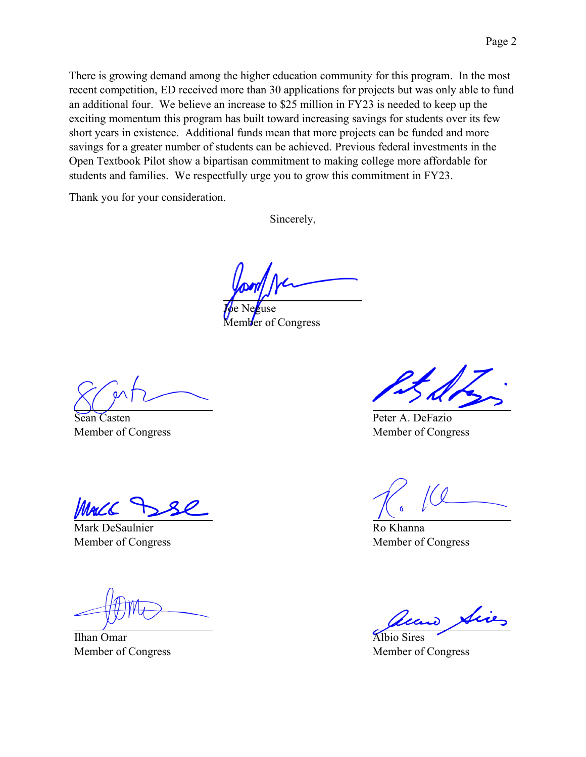There is growing demand among the higher education community for this program. In the most recent competition, ED received more than 30 applications for projects but was only able to fund an additional four. We believe an increase to $25 million in FY23 is needed to keep up the exciting momentum this program has built toward increasing savings for students over its few short years in existence. Additional funds mean that more projects can be funded and more savings for a greater number of students can be achieved. Previous federal investments in the Open Textbook Pilot show a bipartisan commitment to making college more affordable for students and families. We respectfully urge you to grow this commitment in FY23.

Thank you for your consideration.

Sincerely,

Joe Neguse
Member of Congress

Sean Casten
Member of Congress

Peter A. DeFazio
Member of Congress

Mark DeSaulnier
Member of Congress

Ro Khanna
Member of Congress

Ilhan Omar
Member of Congress

Albio Sires
Member of Congress